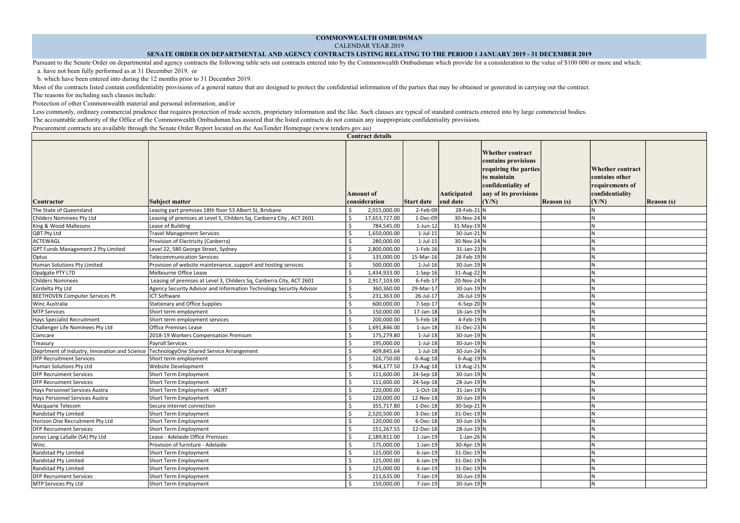# COMMONWEALTH OMBUDSMAN

CALENDAR YEAR 2019

## SENATE ORDER ON DEPARTMENTAL AND AGENCY CONTRACTS LISTING RELATING TO THE PERIOD 1 JANUARY 2019 - 31 DECEMBER 2019

Pursuant to the Senate Order on departmental and agency contracts the following table sets out contracts entered into by the Commonwealth Ombudsman which provide for a consideration to the value of $100 000 or more and which:

a. have not been fully performed as at 31 December 2019, or

b. which have been entered into during the 12 months prior to 31 December 2019.

Most of the contracts listed contain confidentiality provisions of a general nature that are designed to protect the confidential information of the parties that may be obtained or generated in carrying out the contract.

The reasons for including such clauses include:

Protection of other Commonwealth material and personal information; and/or

Less commonly, ordinary commercial prudence that requires protection of trade secrets, proprietary information and the like. Such clauses are typical of standard contracts entered into by large commercial bodies.

The accountable authority of the Office of the Commonwealth Ombudsman has assured that the listed contracts do not contain any inappropriate confidentiality provisions.

Procurement contracts are available through the Senate Order Report located on the AusTender Homepage (www.tenders.gov.au)

| Contract details | | | | | | | | |
|---|---|---|---|---|---|---|---|---|
| **Contractor** | **Subject matter** | **Amount of consideration** | **Start date** | **Anticipated end date** | **Whether contract contains provisions requiring the parties to maintain confidentiality of any of its provisions (Y/N)** | **Reason (s)** | **Whether contract contains other requirements of confidentiality (Y/N)** | **Reason (s)** |
| The State of Queensland | Leasing part premises 18th floor 53 Albert St, Brisbane | $ 2,015,000.00 | 2-Feb-09 | 28-Feb-21 | N | | N | |
| Childers Nominees Pty Ltd | Leasing of premises at Level 5, Childers Sq, Canberra City , ACT 2601 | $ 17,653,727.00 | 1-Dec-09 | 30-Nov-24 | N | | N | |
| King & Wood Mallesons | Lease of Building | $ 784,545.00 | 1-Jun-12 | 31-May-19 | N | | N | |
| QBT Pty Ltd | Travel Management Services | $ 1,650,000.00 | 1-Jul-15 | 30-Jun-21 | N | | N | |
| ACTEWAGL | Provision of Electricity (Canberra) | $ 280,000.00 | 1-Jul-15 | 30-Nov-24 | N | | N | |
| GPT Funds Management 2 Pty Limited | Level 22, 580 George Street, Sydney | $ 2,800,000.00 | 1-Feb-16 | 31-Jan-23 | N | | N | |
| Optus | Telecommunication Services | $ 135,000.00 | 15-Mar-16 | 28-Feb-19 | N | | N | |
| Human Solutions Pty Limited | Provision of website maintenance, support and hosting services | $ 500,000.00 | 1-Jul-16 | 30-Jun-19 | N | | N | |
| Opalgate PTY LTD | Melbourne Office Lease | $ 1,434,933.00 | 1-Sep-16 | 31-Aug-22 | N | | N | |
| Childers Nominees | Leasing of premises at Level 3, Childers Sq, Canberra City, ACT 2601 | $ 2,917,103.00 | 6-Feb-17 | 20-Nov-24 | N | | N | |
| Cordelta Pty Ltd | Agency Security Advisor and Information Technology Securtiy Advisor | $ 360,360.00 | 29-Mar-17 | 30-Jun-19 | N | | N | |
| BEETHOVEN Computer Services Pt | ICT Software | $ 231,363.00 | 26-Jul-17 | 26-Jul-19 | N | | N | |
| Winc Australia | Stationary and Office Supplies | $ 600,000.00 | 7-Sep-17 | 6-Sep-20 | N | | N | |
| MTP Services | Short term employment | $ 150,000.00 | 17-Jan-18 | 16-Jan-19 | N | | N | |
| Hays Specialist Recruitment | Short term employment services | $ 200,000.00 | 5-Feb-18 | 4-Feb-19 | N | | N | |
| Challenger Life Nominees Pty Ltd | Office Premises Lease | $ 1,691,846.00 | 1-Jun-18 | 31-Dec-23 | N | | N | |
| Comcare | 2018-19 Workers Compensation Premium | $ 175,279.80 | 1-Jul-18 | 30-Jun-19 | N | | N | |
| Treasury | Payroll Services | $ 195,000.00 | 1-Jul-18 | 30-Jun-19 | N | | N | |
| Deprtment of Industry, Innovation and Science | TechnologyOne Shared Service Arrangement | $ 409,845.64 | 1-Jul-18 | 30-Jun-24 | N | | N | |
| DFP Recruitment Services | Short term employment | $ 126,750.00 | 6-Aug-18 | 6-Aug-19 | N | | N | |
| Human Solutions Pty Ltd | Website Development | $ 964,177.50 | 13-Aug-18 | 13-Aug-21 | N | | N | |
| DFP Recruiment Services | Short Term Employment | $ 111,600.00 | 24-Sep-18 | 30-Jun-19 | N | | N | |
| DFP Recruiment Services | Short Term Employment | $ 111,600.00 | 24-Sep-18 | 28-Jun-19 | N | | N | |
| Hays Personnel Services Austra | Short Term Employment - IAERT | $ 220,000.00 | 1-Oct-18 | 31-Jan-19 | N | | N | |
| Hays Personnel Services Austra | Short Term Employment | $ 120,000.00 | 12-Nov-18 | 30-Jun-19 | N | | N | |
| Macquarie Telecom | Secure internet connection | $ 355,717.80 | 1-Dec-18 | 30-Sep-21 | N | | N | |
| Randstad Pty Limited | Short Term Employment | $ 2,520,500.00 | 3-Dec-18 | 31-Dec-19 | N | | N | |
| Horizon One Recruitment Pty Ltd | Short Term Employment | $ 120,000.00 | 6-Dec-18 | 30-Jun-19 | N | | N | |
| DFP Recruiment Services | Short Term Employment | $ 151,267.55 | 12-Dec-18 | 28-Jun-19 | N | | N | |
| Jones Lang LaSalle (SA) Pty Ltd | Lease - Adelaide Office Premises | $ 2,189,811.00 | 1-Jan-19 | 1-Jan-26 | N | | N | |
| Winc. | Provision of furniture - Adelaide | $ 175,000.00 | 1-Jan-19 | 30-Apr-19 | N | | N | |
| Randstad Pty Limited | Short Term Employment | $ 125,000.00 | 6-Jan-19 | 31-Dec-19 | N | | N | |
| Randstad Pty Limited | Short Term Employment | $ 125,000.00 | 6-Jan-19 | 31-Dec-19 | N | | N | |
| Randstad Pty Limited | Short Term Employment | $ 125,000.00 | 6-Jan-19 | 31-Dec-19 | N | | N | |
| DFP Recruiment Services | Short Term Employment | $ 211,635.00 | 7-Jan-19 | 30-Jun-19 | N | | N | |
| MTP Services Pty Ltd | Short Term Employment | $ 150,000.00 | 7-Jan-19 | 30-Jun-19 | N | | N | |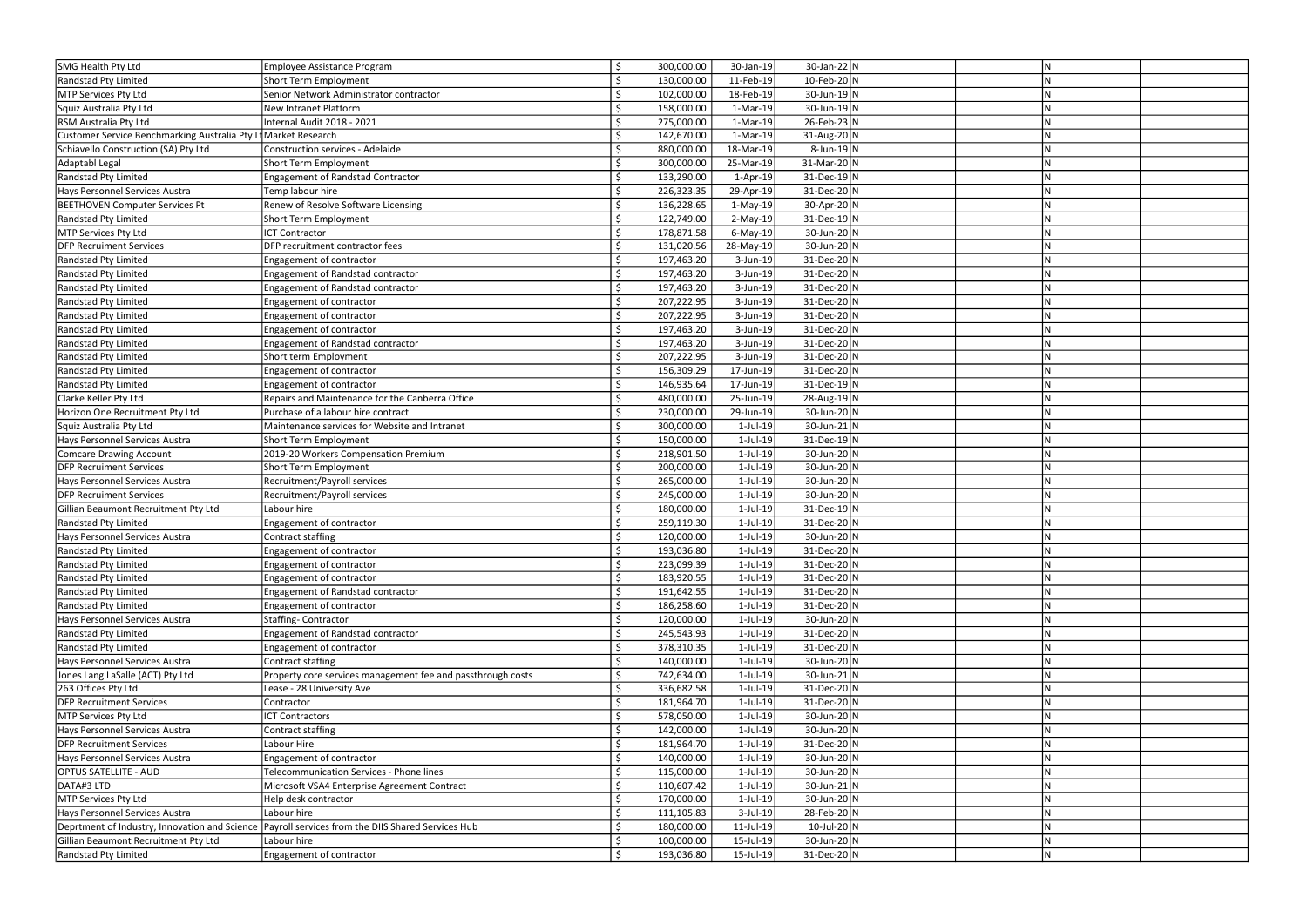| | | | | | | | | | |
|---|---|---|---|---|---|---|---|---|---|
| SMG Health Pty Ltd | Employee Assistance Program | $ | 300,000.00 | 30-Jan-19 | 30-Jan-22 | N | | N | |
| Randstad Pty Limited | Short Term Employment | $ | 130,000.00 | 11-Feb-19 | 10-Feb-20 | N | | N | |
| MTP Services Pty Ltd | Senior Network Administrator contractor | $ | 102,000.00 | 18-Feb-19 | 30-Jun-19 | N | | N | |
| Squiz Australia Pty Ltd | New Intranet Platform | $ | 158,000.00 | 1-Mar-19 | 30-Jun-19 | N | | N | |
| RSM Australia Pty Ltd | Internal Audit 2018 - 2021 | $ | 275,000.00 | 1-Mar-19 | 26-Feb-23 | N | | N | |
| Customer Service Benchmarking Australia Pty Lt | Market Research | $ | 142,670.00 | 1-Mar-19 | 31-Aug-20 | N | | N | |
| Schiavello Construction (SA) Pty Ltd | Construction services - Adelaide | $ | 880,000.00 | 18-Mar-19 | 8-Jun-19 | N | | N | |
| Adaptabl Legal | Short Term Employment | $ | 300,000.00 | 25-Mar-19 | 31-Mar-20 | N | | N | |
| Randstad Pty Limited | Engagement of Randstand Contractor | $ | 133,290.00 | 1-Apr-19 | 31-Dec-19 | N | | N | |
| Hays Personnel Services Austra | Temp labour hire | $ | 226,323.35 | 29-Apr-19 | 31-Dec-20 | N | | N | |
| BEETHOVEN Computer Services Pt | Renew of Resolve Software Licensing | $ | 136,228.65 | 1-May-19 | 30-Apr-20 | N | | N | |
| Randstad Pty Limited | Short Term Employment | $ | 122,749.00 | 2-May-19 | 31-Dec-19 | N | | N | |
| MTP Services Pty Ltd | ICT Contractor | $ | 178,871.58 | 6-May-19 | 30-Jun-20 | N | | N | |
| DFP Recruiment Services | DFP recruitment contractor fees | $ | 131,020.56 | 28-May-19 | 30-Jun-20 | N | | N | |
| Randstad Pty Limited | Engagement of contractor | $ | 197,463.20 | 3-Jun-19 | 31-Dec-20 | N | | N | |
| Randstad Pty Limited | Engagement of Randstad contractor | $ | 197,463.20 | 3-Jun-19 | 31-Dec-20 | N | | N | |
| Randstad Pty Limited | Engagement of Randstad contractor | $ | 197,463.20 | 3-Jun-19 | 31-Dec-20 | N | | N | |
| Randstad Pty Limited | Engagement of contractor | $ | 207,222.95 | 3-Jun-19 | 31-Dec-20 | N | | N | |
| Randstad Pty Limited | Engagement of contractor | $ | 207,222.95 | 3-Jun-19 | 31-Dec-20 | N | | N | |
| Randstad Pty Limited | Engagement of contractor | $ | 197,463.20 | 3-Jun-19 | 31-Dec-20 | N | | N | |
| Randstad Pty Limited | Engagement of Randstad contractor | $ | 197,463.20 | 3-Jun-19 | 31-Dec-20 | N | | N | |
| Randstad Pty Limited | Short term Employment | $ | 207,222.95 | 3-Jun-19 | 31-Dec-20 | N | | N | |
| Randstad Pty Limited | Engagement of contractor | $ | 156,309.29 | 17-Jun-19 | 31-Dec-20 | N | | N | |
| Randstad Pty Limited | Engagement of contractor | $ | 146,935.64 | 17-Jun-19 | 31-Dec-19 | N | | N | |
| Clarke Keller Pty Ltd | Repairs and Maintenance for the Canberra Office | $ | 480,000.00 | 25-Jun-19 | 28-Aug-19 | N | | N | |
| Horizon One Recruitment Pty Ltd | Purchase of a labour hire contract | $ | 230,000.00 | 29-Jun-19 | 30-Jun-20 | N | | N | |
| Squiz Australia Pty Ltd | Maintenance services for Website and Intranet | $ | 300,000.00 | 1-Jul-19 | 30-Jun-21 | N | | N | |
| Hays Personnel Services Austra | Short Term Employment | $ | 150,000.00 | 1-Jul-19 | 31-Dec-19 | N | | N | |
| Comcare Drawing Account | 2019-20 Workers Compensation Premium | $ | 218,901.50 | 1-Jul-19 | 30-Jun-20 | N | | N | |
| DFP Recruiment Services | Short Term Employment | $ | 200,000.00 | 1-Jul-19 | 30-Jun-20 | N | | N | |
| Hays Personnel Services Austra | Recruitment/Payroll services | $ | 265,000.00 | 1-Jul-19 | 30-Jun-20 | N | | N | |
| DFP Recruiment Services | Recruitment/Payroll services | $ | 245,000.00 | 1-Jul-19 | 30-Jun-20 | N | | N | |
| Gillian Beaumont Recruitment Pty Ltd | Labour hire | $ | 180,000.00 | 1-Jul-19 | 31-Dec-19 | N | | N | |
| Randstad Pty Limited | Engagement of contractor | $ | 259,119.30 | 1-Jul-19 | 31-Dec-20 | N | | N | |
| Hays Personnel Services Austra | Contract staffing | $ | 120,000.00 | 1-Jul-19 | 30-Jun-20 | N | | N | |
| Randstad Pty Limited | Engagement of contractor | $ | 193,036.80 | 1-Jul-19 | 31-Dec-20 | N | | N | |
| Randstad Pty Limited | Engagement of contractor | $ | 223,099.39 | 1-Jul-19 | 31-Dec-20 | N | | N | |
| Randstad Pty Limited | Engagement of contractor | $ | 183,920.55 | 1-Jul-19 | 31-Dec-20 | N | | N | |
| Randstad Pty Limited | Engagement of Randstad contractor | $ | 191,642.55 | 1-Jul-19 | 31-Dec-20 | N | | N | |
| Randstad Pty Limited | Engagement of contractor | $ | 186,258.60 | 1-Jul-19 | 31-Dec-20 | N | | N | |
| Hays Personnel Services Austra | Staffing- Contractor | $ | 120,000.00 | 1-Jul-19 | 30-Jun-20 | N | | N | |
| Randstad Pty Limited | Engagement of Randstad contractor | $ | 245,543.93 | 1-Jul-19 | 31-Dec-20 | N | | N | |
| Randstad Pty Limited | Engagement of contractor | $ | 378,310.35 | 1-Jul-19 | 31-Dec-20 | N | | N | |
| Hays Personnel Services Austra | Contract staffing | $ | 140,000.00 | 1-Jul-19 | 30-Jun-20 | N | | N | |
| Jones Lang LaSalle (ACT) Pty Ltd | Property core services management fee and passthrough costs | $ | 742,634.00 | 1-Jul-19 | 30-Jun-21 | N | | N | |
| 263 Offices Pty Ltd | Lease - 28 University Ave | $ | 336,682.58 | 1-Jul-19 | 31-Dec-20 | N | | N | |
| DFP Recruitment Services | Contractor | $ | 181,964.70 | 1-Jul-19 | 31-Dec-20 | N | | N | |
| MTP Services Pty Ltd | ICT Contractors | $ | 578,050.00 | 1-Jul-19 | 30-Jun-20 | N | | N | |
| Hays Personnel Services Austra | Contract staffing | $ | 142,000.00 | 1-Jul-19 | 30-Jun-20 | N | | N | |
| DFP Recruitment Services | Labour Hire | $ | 181,964.70 | 1-Jul-19 | 31-Dec-20 | N | | N | |
| Hays Personnel Services Austra | Engagement of contractor | $ | 140,000.00 | 1-Jul-19 | 30-Jun-20 | N | | N | |
| OPTUS SATELLITE - AUD | Telecommunication Services - Phone lines | $ | 115,000.00 | 1-Jul-19 | 30-Jun-20 | N | | N | |
| DATA#3 LTD | Microsoft VSA4 Enterprise Agreement Contract | $ | 110,607.42 | 1-Jul-19 | 30-Jun-21 | N | | N | |
| MTP Services Pty Ltd | Help desk contractor | $ | 170,000.00 | 1-Jul-19 | 30-Jun-20 | N | | N | |
| Hays Personnel Services Austra | Labour hire | $ | 111,105.83 | 3-Jul-19 | 28-Feb-20 | N | | N | |
| Deprtment of Industry, Innovation and Science | Payroll services from the DIIS Shared Services Hub | $ | 180,000.00 | 11-Jul-19 | 10-Jul-20 | N | | N | |
| Gillian Beaumont Recruitment Pty Ltd | Labour hire | $ | 100,000.00 | 15-Jul-19 | 30-Jun-20 | N | | N | |
| Randstad Pty Limited | Engagement of contractor | $ | 193,036.80 | 15-Jul-19 | 31-Dec-20 | N | | N | |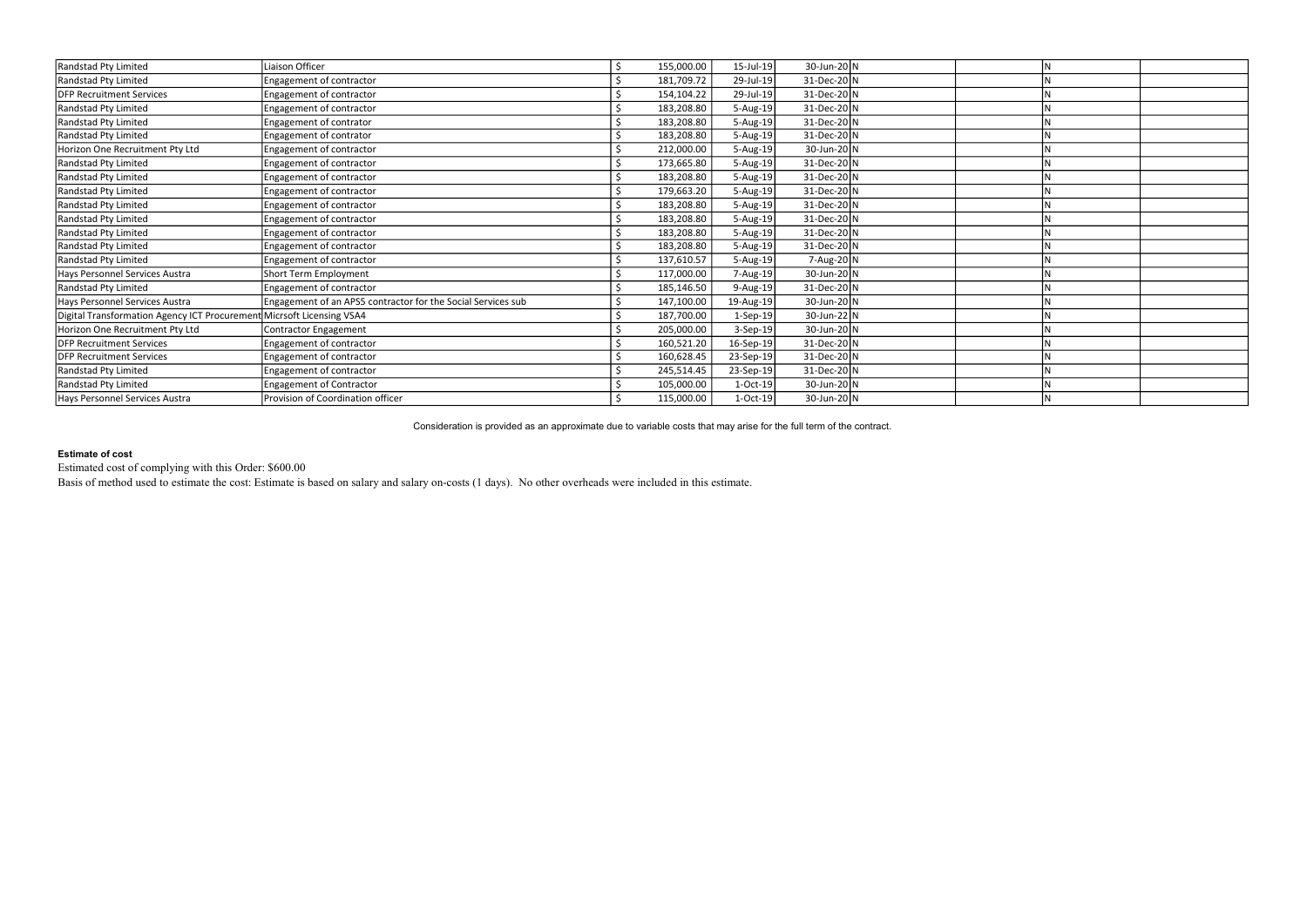| | | | | | | | | |
|---|---|---|---|---|---|---|---|---|
| Randstad Pty Limited | Liaison Officer | $ 155,000.00 | 15-Jul-19 | 30-Jun-20 | N | | N | |
| Randstad Pty Limited | Engagement of contractor | $ 181,709.72 | 29-Jul-19 | 31-Dec-20 | N | | N | |
| DFP Recruitment Services | Engagement of contractor | $ 154,104.22 | 29-Jul-19 | 31-Dec-20 | N | | N | |
| Randstad Pty Limited | Engagement of contractor | $ 183,208.80 | 5-Aug-19 | 31-Dec-20 | N | | N | |
| Randstad Pty Limited | Engagement of contrator | $ 183,208.80 | 5-Aug-19 | 31-Dec-20 | N | | N | |
| Randstad Pty Limited | Engagement of contrator | $ 183,208.80 | 5-Aug-19 | 31-Dec-20 | N | | N | |
| Horizon One Recruitment Pty Ltd | Engagement of contractor | $ 212,000.00 | 5-Aug-19 | 30-Jun-20 | N | | N | |
| Randstad Pty Limited | Engagement of contractor | $ 173,665.80 | 5-Aug-19 | 31-Dec-20 | N | | N | |
| Randstad Pty Limited | Engagement of contractor | $ 183,208.80 | 5-Aug-19 | 31-Dec-20 | N | | N | |
| Randstad Pty Limited | Engagement of contractor | $ 179,663.20 | 5-Aug-19 | 31-Dec-20 | N | | N | |
| Randstad Pty Limited | Engagement of contractor | $ 183,208.80 | 5-Aug-19 | 31-Dec-20 | N | | N | |
| Randstad Pty Limited | Engagement of contractor | $ 183,208.80 | 5-Aug-19 | 31-Dec-20 | N | | N | |
| Randstad Pty Limited | Engagement of contractor | $ 183,208.80 | 5-Aug-19 | 31-Dec-20 | N | | N | |
| Randstad Pty Limited | Engagement of contractor | $ 183,208.80 | 5-Aug-19 | 31-Dec-20 | N | | N | |
| Randstad Pty Limited | Engagement of contractor | $ 137,610.57 | 5-Aug-19 | 7-Aug-20 | N | | N | |
| Hays Personnel Services Austra | Short Term Employment | $ 117,000.00 | 7-Aug-19 | 30-Jun-20 | N | | N | |
| Randstad Pty Limited | Engagement of contractor | $ 185,146.50 | 9-Aug-19 | 31-Dec-20 | N | | N | |
| Hays Personnel Services Austra | Engagement of an APS5 contractor for the Social Services sub | $ 147,100.00 | 19-Aug-19 | 30-Jun-20 | N | | N | |
| Digital Transformation Agency ICT Procurement | Micrsoft Licensing VSA4 | $ 187,700.00 | 1-Sep-19 | 30-Jun-22 | N | | N | |
| Horizon One Recruitment Pty Ltd | Contractor Engagement | $ 205,000.00 | 3-Sep-19 | 30-Jun-20 | N | | N | |
| DFP Recruitment Services | Engagement of contractor | $ 160,521.20 | 16-Sep-19 | 31-Dec-20 | N | | N | |
| DFP Recruitment Services | Engagement of contractor | $ 160,628.45 | 23-Sep-19 | 31-Dec-20 | N | | N | |
| Randstad Pty Limited | Engagement of contractor | $ 245,514.45 | 23-Sep-19 | 31-Dec-20 | N | | N | |
| Randstad Pty Limited | Engagement of Contractor | $ 105,000.00 | 1-Oct-19 | 30-Jun-20 | N | | N | |
| Hays Personnel Services Austra | Provision of Coordination officer | $ 115,000.00 | 1-Oct-19 | 30-Jun-20 | N | | N | |

Consideration is provided as an approximate due to variable costs that may arise for the full term of the contract.

**Estimate of cost**

Estimated cost of complying with this Order: $600.00

Basis of method used to estimate the cost: Estimate is based on salary and salary on-costs (1 days). No other overheads were included in this estimate.